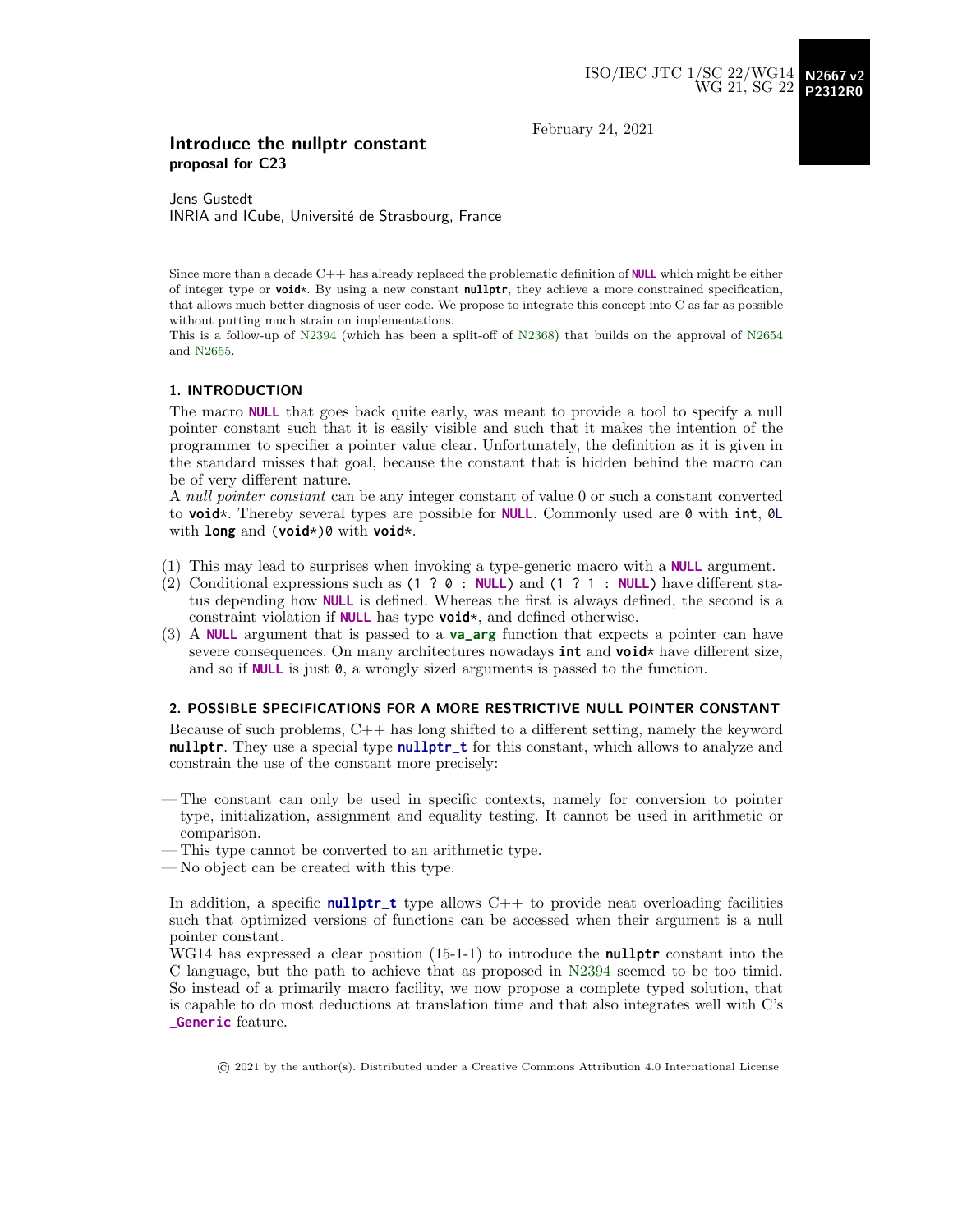ISO/IEC JTC 1/SC 22/WG14 **N2667 v2**
WG 21, SG 22 **P2312R0**

February 24, 2021

# Introduce the nullptr constant
**proposal for C23**

Jens Gustedt
INRIA and ICube, Université de Strasbourg, France

Since more than a decade C++ has already replaced the problematic definition of **NULL** which might be either of integer type or **void**\*. By using a new constant **nullptr**, they achieve a more constrained specification, that allows much better diagnosis of user code. We propose to integrate this concept into C as far as possible without putting much strain on implementations.
This is a follow-up of N2394 (which has been a split-off of N2368) that builds on the approval of N2654 and N2655.

## 1. INTRODUCTION

The macro **NULL** that goes back quite early, was meant to provide a tool to specify a null pointer constant such that it is easily visible and such that it makes the intention of the programmer to specifier a pointer value clear. Unfortunately, the definition as it is given in the standard misses that goal, because the constant that is hidden behind the macro can be of very different nature.
A *null pointer constant* can be any integer constant of value 0 or such a constant converted to **void**\*. Thereby several types are possible for **NULL**. Commonly used are `0` with **int**, `0L` with **long** and `(`**void**`*)0` with **void**\*.

(1) This may lead to surprises when invoking a type-generic macro with a **NULL** argument.
(2) Conditional expressions such as `(1 ? 0 : NULL)` and `(1 ? 1 : NULL)` have different status depending how **NULL** is defined. Whereas the first is always defined, the second is a constraint violation if **NULL** has type **void**\*, and defined otherwise.
(3) A **NULL** argument that is passed to a **va_arg** function that expects a pointer can have severe consequences. On many architectures nowadays **int** and **void**\* have different size, and so if **NULL** is just `0`, a wrongly sized arguments is passed to the function.

## 2. POSSIBLE SPECIFICATIONS FOR A MORE RESTRICTIVE NULL POINTER CONSTANT

Because of such problems, C++ has long shifted to a different setting, namely the keyword **nullptr**. They use a special type **nullptr_t** for this constant, which allows to analyze and constrain the use of the constant more precisely:

- The constant can only be used in specific contexts, namely for conversion to pointer type, initialization, assignment and equality testing. It cannot be used in arithmetic or comparison.
- This type cannot be converted to an arithmetic type.
- No object can be created with this type.

In addition, a specific **nullptr_t** type allows C++ to provide neat overloading facilities such that optimized versions of functions can be accessed when their argument is a null pointer constant.
WG14 has expressed a clear position (15-1-1) to introduce the **nullptr** constant into the C language, but the path to achieve that as proposed in N2394 seemed to be too timid. So instead of a primarily macro facility, we now propose a complete typed solution, that is capable to do most deductions at translation time and that also integrates well with C's **_Generic** feature.

© 2021 by the author(s). Distributed under a Creative Commons Attribution 4.0 International License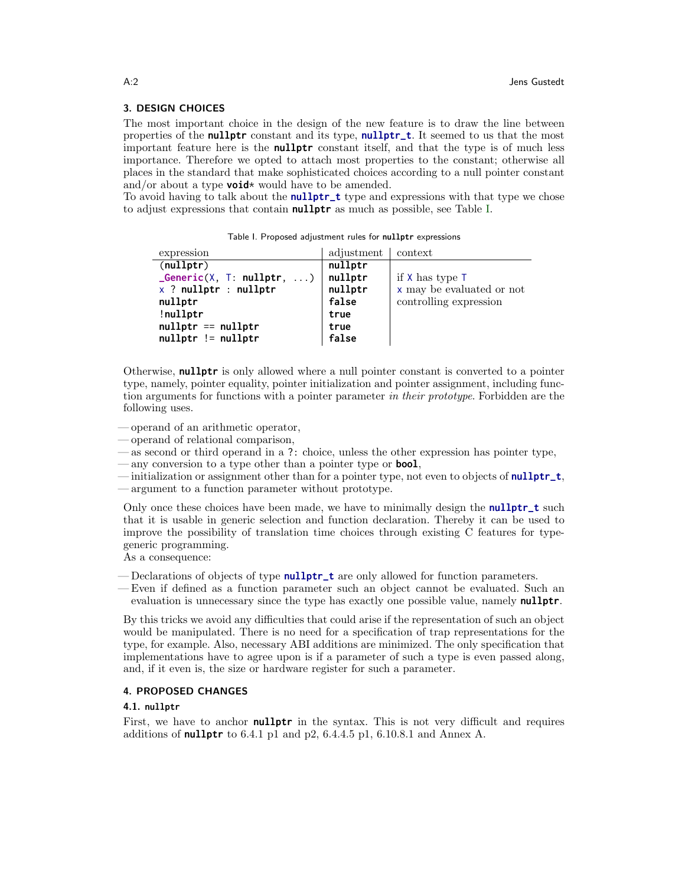## 3. DESIGN CHOICES

The most important choice in the design of the new feature is to draw the line between properties of the **nullptr** constant and its type, **nullptr_t**. It seemed to us that the most important feature here is the **nullptr** constant itself, and that the type is of much less importance. Therefore we opted to attach most properties to the constant; otherwise all places in the standard that make sophisticated choices according to a null pointer constant and/or about a type **void*** would have to be amended.

To avoid having to talk about the **nullptr_t** type and expressions with that type we chose to adjust expressions that contain **nullptr** as much as possible, see Table I.

Table I. Proposed adjustment rules for **nullptr** expressions

| expression | adjustment | context |
|---|---|---|
| `(nullptr)` | `nullptr` | |
| `_Generic(X, T: nullptr, ...)` | `nullptr` | if `X` has type `T` |
| `x ? nullptr : nullptr` | `nullptr` | `x` may be evaluated or not |
| `nullptr` | `false` | controlling expression |
| `!nullptr` | `true` | |
| `nullptr == nullptr` | `true` | |
| `nullptr != nullptr` | `false` | |

Otherwise, **nullptr** is only allowed where a null pointer constant is converted to a pointer type, namely, pointer equality, pointer initialization and pointer assignment, including function arguments for functions with a pointer parameter *in their prototype*. Forbidden are the following uses.

— operand of an arithmetic operator,
— operand of relational comparison,
— as second or third operand in a `?:` choice, unless the other expression has pointer type,
— any conversion to a type other than a pointer type or **bool**,
— initialization or assignment other than for a pointer type, not even to objects of **nullptr_t**,
— argument to a function parameter without prototype.

Only once these choices have been made, we have to minimally design the **nullptr_t** such that it is usable in generic selection and function declaration. Thereby it can be used to improve the possibility of translation time choices through existing C features for type-generic programming.

As a consequence:

— Declarations of objects of type **nullptr_t** are only allowed for function parameters.
— Even if defined as a function parameter such an object cannot be evaluated. Such an evaluation is unnecessary since the type has exactly one possible value, namely **nullptr**.

By this tricks we avoid any difficulties that could arise if the representation of such an object would be manipulated. There is no need for a specification of trap representations for the type, for example. Also, necessary ABI additions are minimized. The only specification that implementations have to agree upon is if a parameter of such a type is even passed along, and, if it even is, the size or hardware register for such a parameter.

## 4. PROPOSED CHANGES

### 4.1. nullptr

First, we have to anchor **nullptr** in the syntax. This is not very difficult and requires additions of **nullptr** to 6.4.1 p1 and p2, 6.4.4.5 p1, 6.10.8.1 and Annex A.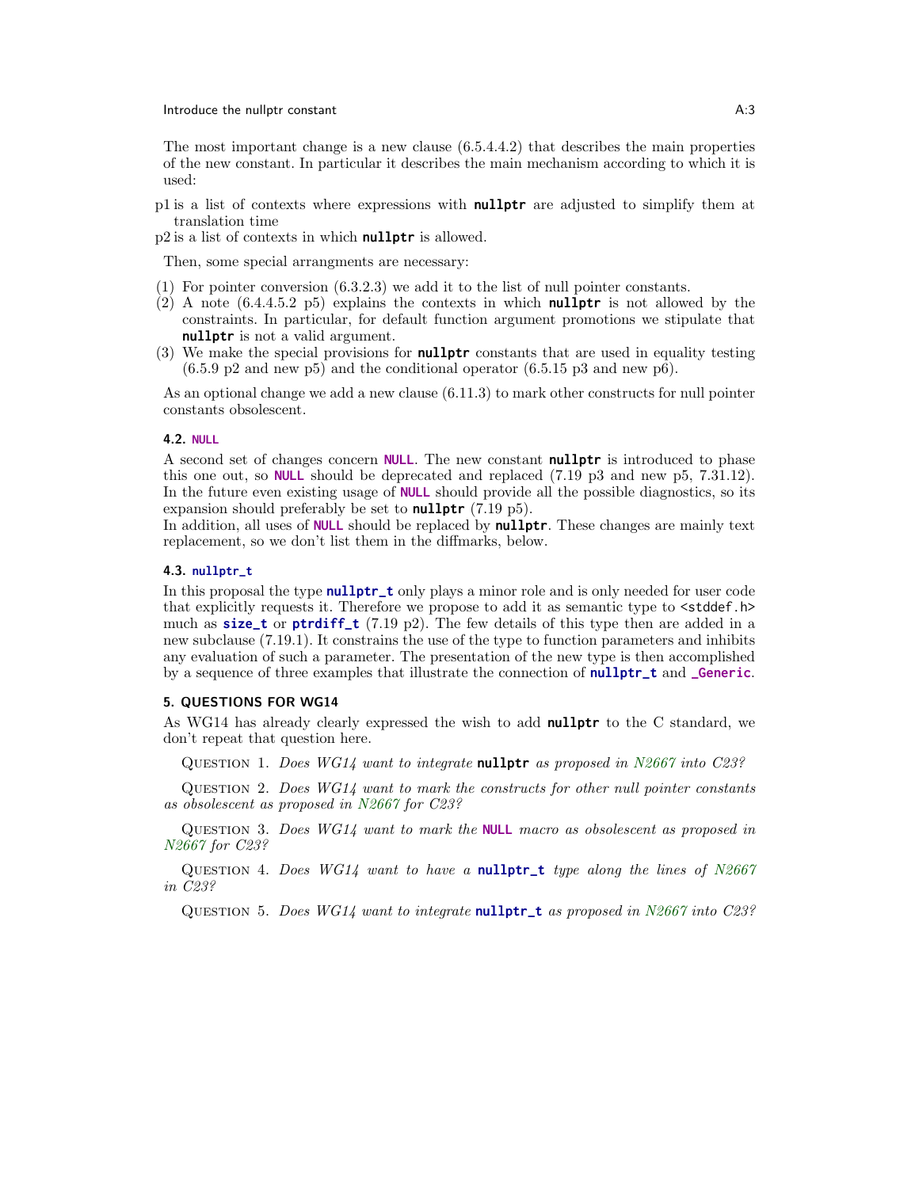The most important change is a new clause (6.5.4.4.2) that describes the main properties of the new constant. In particular it describes the main mechanism according to which it is used:

p1 is a list of contexts where expressions with **nullptr** are adjusted to simplify them at translation time

p2 is a list of contexts in which **nullptr** is allowed.

Then, some special arrangments are necessary:

(1) For pointer conversion (6.3.2.3) we add it to the list of null pointer constants.
(2) A note (6.4.4.5.2 p5) explains the contexts in which **nullptr** is not allowed by the constraints. In particular, for default function argument promotions we stipulate that **nullptr** is not a valid argument.
(3) We make the special provisions for **nullptr** constants that are used in equality testing (6.5.9 p2 and new p5) and the conditional operator (6.5.15 p3 and new p6).

As an optional change we add a new clause (6.11.3) to mark other constructs for null pointer constants obsolescent.

### 4.2. NULL

A second set of changes concern **NULL**. The new constant **nullptr** is introduced to phase this one out, so **NULL** should be deprecated and replaced (7.19 p3 and new p5, 7.31.12). In the future even existing usage of **NULL** should provide all the possible diagnostics, so its expansion should preferably be set to **nullptr** (7.19 p5).
In addition, all uses of **NULL** should be replaced by **nullptr**. These changes are mainly text replacement, so we don't list them in the diffmarks, below.

### 4.3. nullptr_t

In this proposal the type **nullptr_t** only plays a minor role and is only needed for user code that explicitly requests it. Therefore we propose to add it as semantic type to `<stddef.h>` much as **size_t** or **ptrdiff_t** (7.19 p2). The few details of this type then are added in a new subclause (7.19.1). It constrains the use of the type to function parameters and inhibits any evaluation of such a parameter. The presentation of the new type is then accomplished by a sequence of three examples that illustrate the connection of **nullptr_t** and **_Generic**.

## 5. QUESTIONS FOR WG14

As WG14 has already clearly expressed the wish to add **nullptr** to the C standard, we don't repeat that question here.

Question 1. *Does WG14 want to integrate* **nullptr** *as proposed in N2667 into C23?*

Question 2. *Does WG14 want to mark the constructs for other null pointer constants as obsolescent as proposed in N2667 for C23?*

Question 3. *Does WG14 want to mark the* **NULL** *macro as obsolescent as proposed in N2667 for C23?*

Question 4. *Does WG14 want to have a* **nullptr_t** *type along the lines of N2667 in C23?*

Question 5. *Does WG14 want to integrate* **nullptr_t** *as proposed in N2667 into C23?*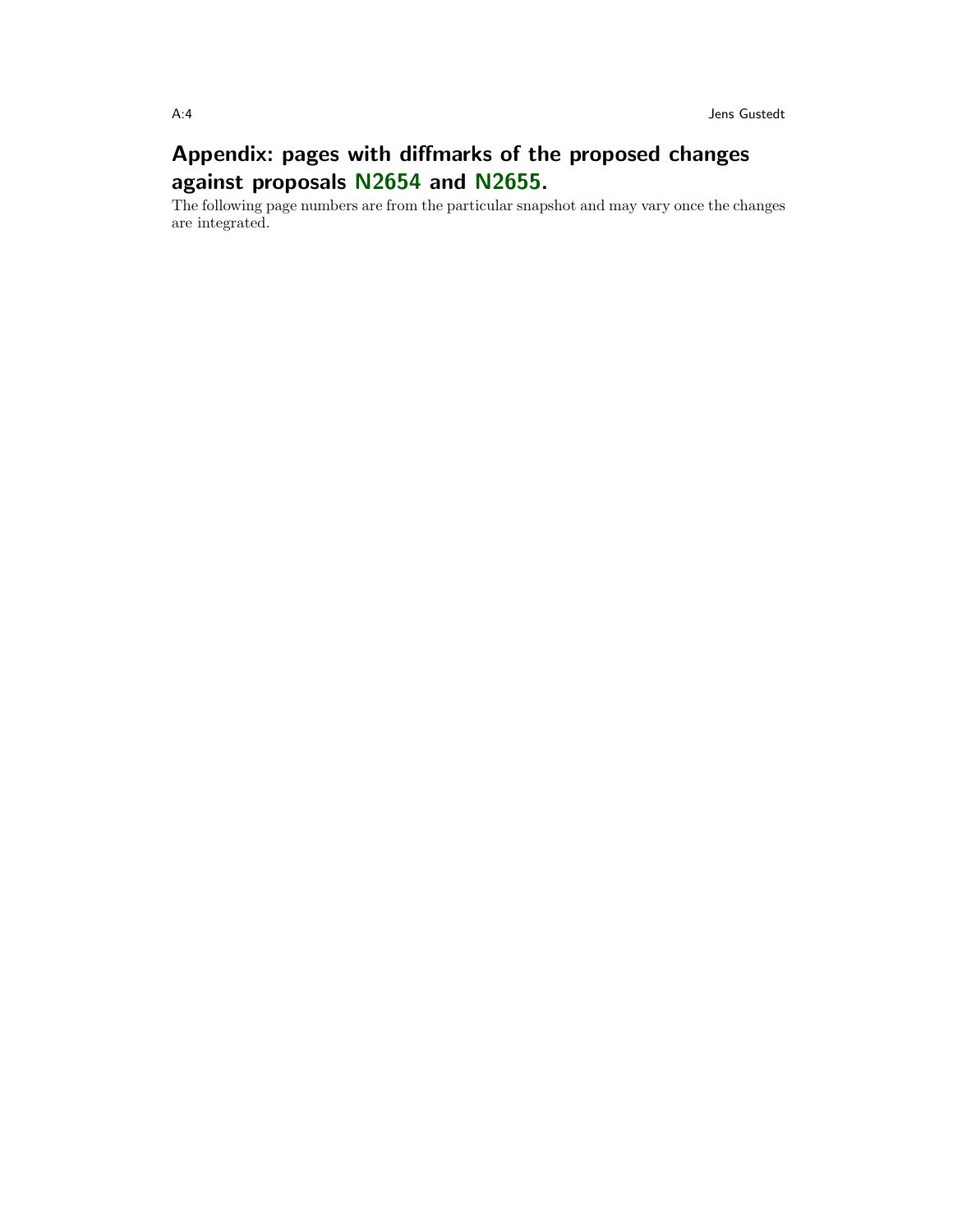# Appendix: pages with diffmarks of the proposed changes against proposals N2654 and N2655.

The following page numbers are from the particular snapshot and may vary once the changes are integrated.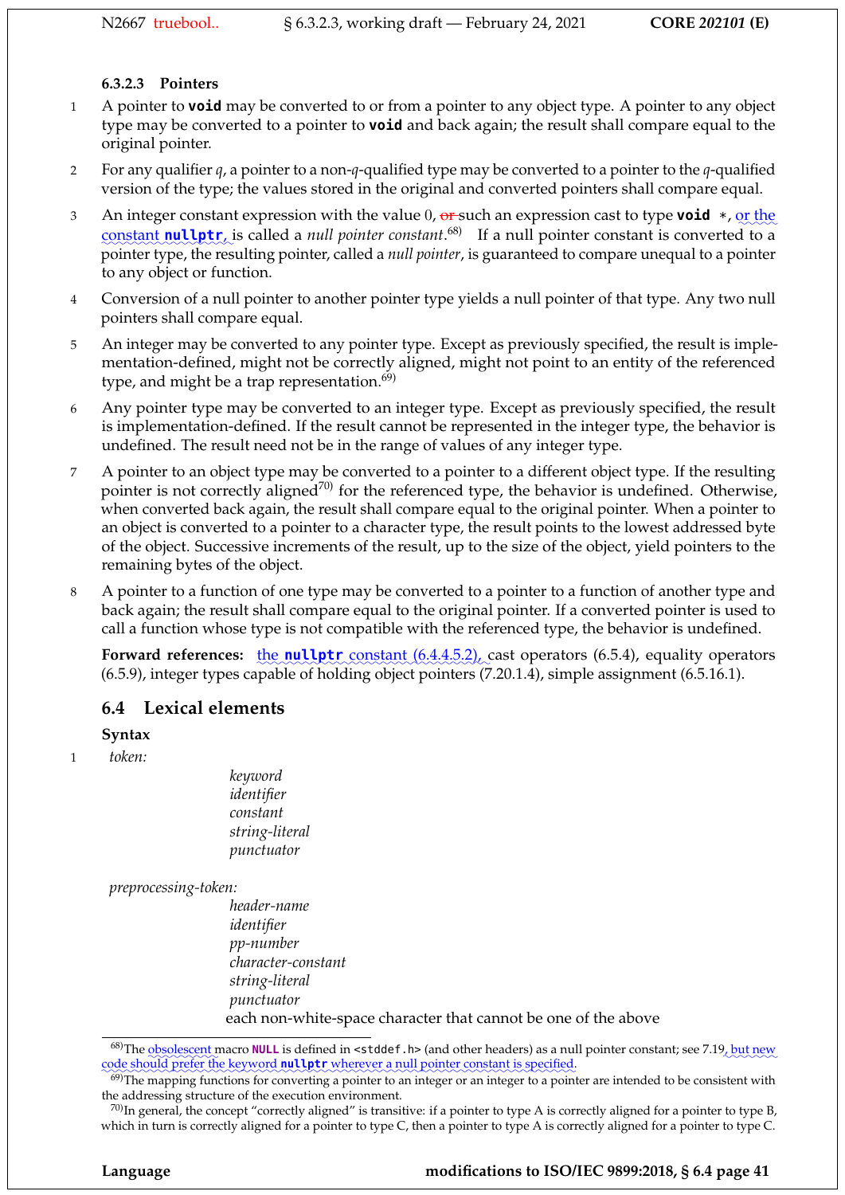#### 6.3.2.3 Pointers

1 A pointer to **void** may be converted to or from a pointer to any object type. A pointer to any object type may be converted to a pointer to **void** and back again; the result shall compare equal to the original pointer.

2 For any qualifier *q*, a pointer to a non-*q*-qualified type may be converted to a pointer to the *q*-qualified version of the type; the values stored in the original and converted pointers shall compare equal.

3 An integer constant expression with the value 0, ~~or~~ such an expression cast to type **void** *, or the constant **nullptr**, is called a *null pointer constant*.[68] If a null pointer constant is converted to a pointer type, the resulting pointer, called a *null pointer*, is guaranteed to compare unequal to a pointer to any object or function.

4 Conversion of a null pointer to another pointer type yields a null pointer of that type. Any two null pointers shall compare equal.

5 An integer may be converted to any pointer type. Except as previously specified, the result is implementation-defined, might not be correctly aligned, might not point to an entity of the referenced type, and might be a trap representation.[69]

6 Any pointer type may be converted to an integer type. Except as previously specified, the result is implementation-defined. If the result cannot be represented in the integer type, the behavior is undefined. The result need not be in the range of values of any integer type.

7 A pointer to an object type may be converted to a pointer to a different object type. If the resulting pointer is not correctly aligned[70] for the referenced type, the behavior is undefined. Otherwise, when converted back again, the result shall compare equal to the original pointer. When a pointer to an object is converted to a pointer to a character type, the result points to the lowest addressed byte of the object. Successive increments of the result, up to the size of the object, yield pointers to the remaining bytes of the object.

8 A pointer to a function of one type may be converted to a pointer to a function of another type and back again; the result shall compare equal to the original pointer. If a converted pointer is used to call a function whose type is not compatible with the referenced type, the behavior is undefined.

**Forward references:** the **nullptr** constant (6.4.4.5.2), cast operators (6.5.4), equality operators (6.5.9), integer types capable of holding object pointers (7.20.1.4), simple assignment (6.5.16.1).

## 6.4 Lexical elements

**Syntax**

1 *token:*

> *keyword*
> *identifier*
> *constant*
> *string-literal*
> *punctuator*

*preprocessing-token:*

> *header-name*
> *identifier*
> *pp-number*
> *character-constant*
> *string-literal*
> *punctuator*
> each non-white-space character that cannot be one of the above

---

[68] The obsolescent macro **NULL** is defined in `<stddef.h>` (and other headers) as a null pointer constant; see 7.19, but new code should prefer the keyword **nullptr** wherever a null pointer constant is specified.

[69] The mapping functions for converting a pointer to an integer or an integer to a pointer are intended to be consistent with the addressing structure of the execution environment.

[70] In general, the concept "correctly aligned" is transitive: if a pointer to type A is correctly aligned for a pointer to type B, which in turn is correctly aligned for a pointer to type C, then a pointer to type A is correctly aligned for a pointer to type C.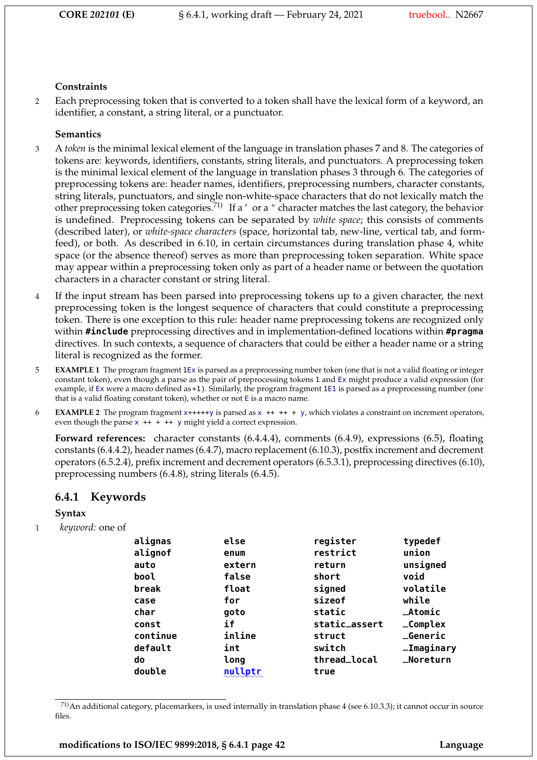**Constraints**

2 Each preprocessing token that is converted to a token shall have the lexical form of a keyword, an identifier, a constant, a string literal, or a punctuator.

**Semantics**

3 A *token* is the minimal lexical element of the language in translation phases 7 and 8. The categories of tokens are: keywords, identifiers, constants, string literals, and punctuators. A preprocessing token is the minimal lexical element of the language in translation phases 3 through 6. The categories of preprocessing tokens are: header names, identifiers, preprocessing numbers, character constants, string literals, punctuators, and single non-white-space characters that do not lexically match the other preprocessing token categories.[71] If a `'` or a `"` character matches the last category, the behavior is undefined. Preprocessing tokens can be separated by *white space*; this consists of comments (described later), or *white-space characters* (space, horizontal tab, new-line, vertical tab, and form-feed), or both. As described in 6.10, in certain circumstances during translation phase 4, white space (or the absence thereof) serves as more than preprocessing token separation. White space may appear within a preprocessing token only as part of a header name or between the quotation characters in a character constant or string literal.

4 If the input stream has been parsed into preprocessing tokens up to a given character, the next preprocessing token is the longest sequence of characters that could constitute a preprocessing token. There is one exception to this rule: header name preprocessing tokens are recognized only within **#include** preprocessing directives and in implementation-defined locations within **#pragma** directives. In such contexts, a sequence of characters that could be either a header name or a string literal is recognized as the former.

5 **EXAMPLE 1** The program fragment `1Ex` is parsed as a preprocessing number token (one that is not a valid floating or integer constant token), even though a parse as the pair of preprocessing tokens `1` and `Ex` might produce a valid expression (for example, if `Ex` were a macro defined as `+1`). Similarly, the program fragment `1E1` is parsed as a preprocessing number (one that is a valid floating constant token), whether or not `E` is a macro name.

6 **EXAMPLE 2** The program fragment `x+++++y` is parsed as `x ++ ++ + y`, which violates a constraint on increment operators, even though the parse `x ++ + ++ y` might yield a correct expression.

**Forward references:** character constants (6.4.4.4), comments (6.4.9), expressions (6.5), floating constants (6.4.4.2), header names (6.4.7), macro replacement (6.10.3), postfix increment and decrement operators (6.5.2.4), prefix increment and decrement operators (6.5.3.1), preprocessing directives (6.10), preprocessing numbers (6.4.8), string literals (6.4.5).

## 6.4.1 Keywords

**Syntax**

1 *keyword:* one of

| | | | |
|---|---|---|---|
| **alignas** | **else** | **register** | **typedef** |
| **alignof** | **enum** | **restrict** | **union** |
| **auto** | **extern** | **return** | **unsigned** |
| **bool** | **false** | **short** | **void** |
| **break** | **float** | **signed** | **volatile** |
| **case** | **for** | **sizeof** | **while** |
| **char** | **goto** | **static** | **_Atomic** |
| **const** | **if** | **static_assert** | **_Complex** |
| **continue** | **inline** | **struct** | **_Generic** |
| **default** | **int** | **switch** | **_Imaginary** |
| **do** | **long** | **thread_local** | **_Noreturn** |
| **double** | **nullptr** | **true** | |

[71] An additional category, placemarkers, is used internally in translation phase 4 (see 6.10.3.3); it cannot occur in source files.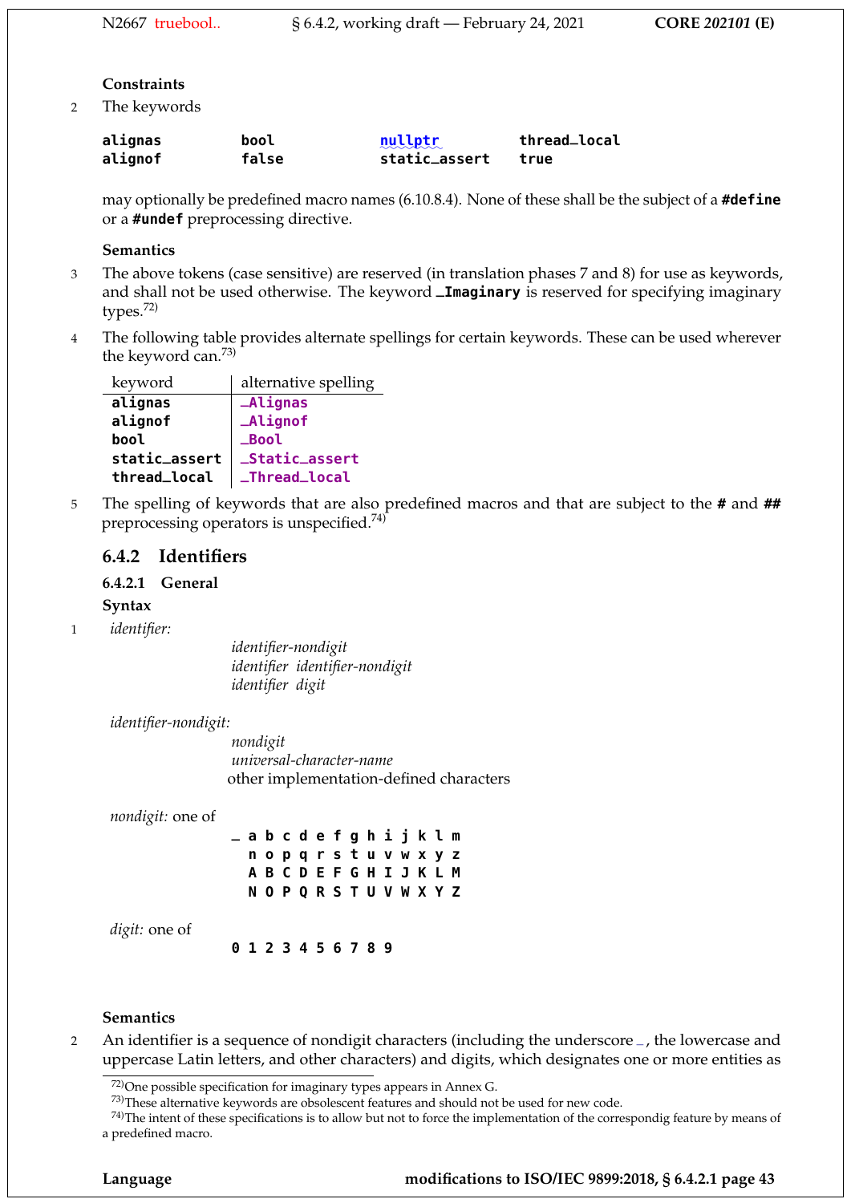**Constraints**

2 The keywords

| | | | |
|---|---|---|---|
| **alignas** | **bool** | **nullptr** | **thread_local** |
| **alignof** | **false** | **static_assert** | **true** |

may optionally be predefined macro names (6.10.8.4). None of these shall be the subject of a **#define** or a **#undef** preprocessing directive.

**Semantics**

3 The above tokens (case sensitive) are reserved (in translation phases 7 and 8) for use as keywords, and shall not be used otherwise. The keyword **_Imaginary** is reserved for specifying imaginary types.[72)]

4 The following table provides alternate spellings for certain keywords. These can be used wherever the keyword can.[73)]

| keyword | alternative spelling |
|---|---|
| **alignas** | **_Alignas** |
| **alignof** | **_Alignof** |
| **bool** | **_Bool** |
| **static_assert** | **_Static_assert** |
| **thread_local** | **_Thread_local** |

5 The spelling of keywords that are also predefined macros and that are subject to the **#** and **##** preprocessing operators is unspecified.[74)]

## 6.4.2 Identifiers

### 6.4.2.1 General

**Syntax**

1 *identifier:*

> *identifier-nondigit*
> *identifier identifier-nondigit*
> *identifier digit*

*identifier-nondigit:*

> *nondigit*
> *universal-character-name*
> other implementation-defined characters

*nondigit:* one of

```
_ a b c d e f g h i j k l m
  n o p q r s t u v w x y z
  A B C D E F G H I J K L M
  N O P Q R S T U V W X Y Z
```

*digit:* one of

```
0 1 2 3 4 5 6 7 8 9
```

**Semantics**

2 An identifier is a sequence of nondigit characters (including the underscore _, the lowercase and uppercase Latin letters, and other characters) and digits, which designates one or more entities as

---

[72)] One possible specification for imaginary types appears in Annex G.

[73)] These alternative keywords are obsolescent features and should not be used for new code.

[74)] The intent of these specifications is to allow but not to force the implementation of the correspondig feature by means of a predefined macro.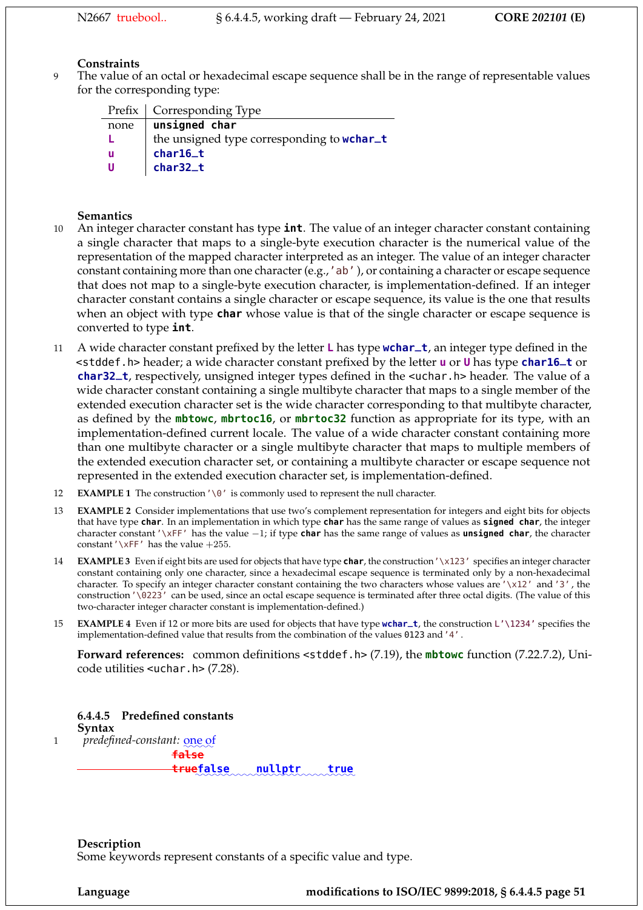**Constraints**

9 The value of an octal or hexadecimal escape sequence shall be in the range of representable values for the corresponding type:

| Prefix | Corresponding Type |
|---|---|
| none | `unsigned char` |
| `L` | the unsigned type corresponding to `wchar_t` |
| `u` | `char16_t` |
| `U` | `char32_t` |

**Semantics**

10 An integer character constant has type `int`. The value of an integer character constant containing a single character that maps to a single-byte execution character is the numerical value of the representation of the mapped character interpreted as an integer. The value of an integer character constant containing more than one character (e.g., `'ab'`), or containing a character or escape sequence that does not map to a single-byte execution character, is implementation-defined. If an integer character constant contains a single character or escape sequence, its value is the one that results when an object with type `char` whose value is that of the single character or escape sequence is converted to type `int`.

11 A wide character constant prefixed by the letter `L` has type `wchar_t`, an integer type defined in the `<stddef.h>` header; a wide character constant prefixed by the letter `u` or `U` has type `char16_t` or `char32_t`, respectively, unsigned integer types defined in the `<uchar.h>` header. The value of a wide character constant containing a single multibyte character that maps to a single member of the extended execution character set is the wide character corresponding to that multibyte character, as defined by the `mbtowc`, `mbrtoc16`, or `mbrtoc32` function as appropriate for its type, with an implementation-defined current locale. The value of a wide character constant containing more than one multibyte character or a single multibyte character that maps to multiple members of the extended execution character set, or containing a multibyte character or escape sequence not represented in the extended execution character set, is implementation-defined.

12 **EXAMPLE 1** The construction `'\0'` is commonly used to represent the null character.

13 **EXAMPLE 2** Consider implementations that use two's complement representation for integers and eight bits for objects that have type `char`. In an implementation in which type `char` has the same range of values as `signed char`, the integer character constant `'\xFF'` has the value $-1$; if type `char` has the same range of values as `unsigned char`, the character constant `'\xFF'` has the value $+255$.

14 **EXAMPLE 3** Even if eight bits are used for objects that have type `char`, the construction `'\x123'` specifies an integer character constant containing only one character, since a hexadecimal escape sequence is terminated only by a non-hexadecimal character. To specify an integer character constant containing the two characters whose values are `'\x12'` and `'3'`, the construction `'\0223'` can be used, since an octal escape sequence is terminated after three octal digits. (The value of this two-character integer character constant is implementation-defined.)

15 **EXAMPLE 4** Even if 12 or more bits are used for objects that have type `wchar_t`, the construction `L'\1234'` specifies the implementation-defined value that results from the combination of the values `0123` and `'4'`.

**Forward references:** common definitions `<stddef.h>` (7.19), the `mbtowc` function (7.22.7.2), Unicode utilities `<uchar.h>` (7.28).

### 6.4.4.5 Predefined constants

**Syntax**

1 *predefined-constant:* one of

~~`false`~~
~~`true`~~ `false` `nullptr` `true`

**Description**

Some keywords represent constants of a specific value and type.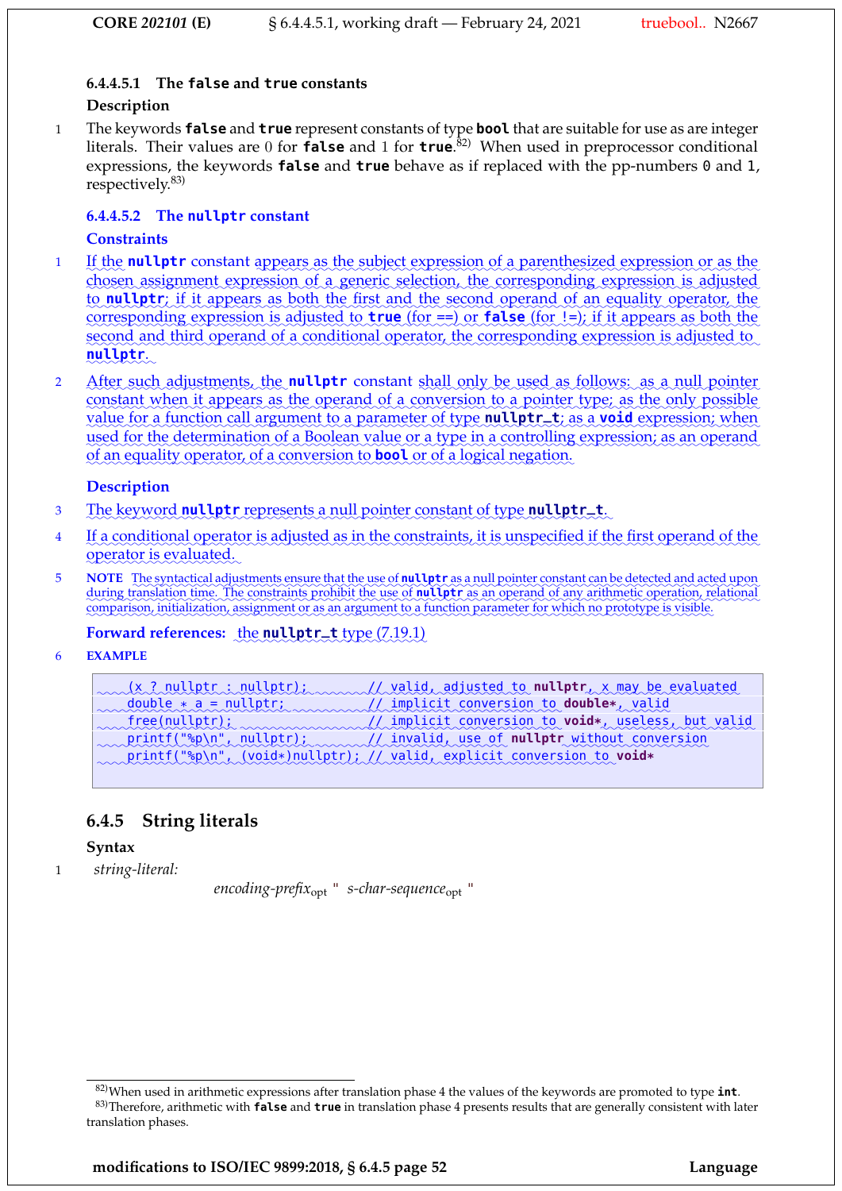#### 6.4.4.5.1 The `false` and `true` constants

**Description**

1 The keywords **`false`** and **`true`** represent constants of type **`bool`** that are suitable for use as are integer literals. Their values are 0 for **`false`** and 1 for **`true`**.[82] When used in preprocessor conditional expressions, the keywords **`false`** and **`true`** behave as if replaced with the pp-numbers `0` and `1`, respectively.[83]

#### 6.4.4.5.2 The `nullptr` constant

**Constraints**

1 If the **`nullptr`** constant appears as the subject expression of a parenthesized expression or as the chosen assignment expression of a generic selection, the corresponding expression is adjusted to **`nullptr`**; if it appears as both the first and the second operand of an equality operator, the corresponding expression is adjusted to **`true`** (for `==`) or **`false`** (for `!=`); if it appears as both the second and third operand of a conditional operator, the corresponding expression is adjusted to **`nullptr`**.

2 After such adjustments, the **`nullptr`** constant shall only be used as follows: as a null pointer constant when it appears as the operand of a conversion to a pointer type; as the only possible value for a function call argument to a parameter of type **`nullptr_t`**; as a **`void`** expression; when used for the determination of a Boolean value or a type in a controlling expression; as an operand of an equality operator, of a conversion to **`bool`** or of a logical negation.

**Description**

3 The keyword **`nullptr`** represents a null pointer constant of type **`nullptr_t`**.

4 If a conditional operator is adjusted as in the constraints, it is unspecified if the first operand of the operator is evaluated.

5 **NOTE** The syntactical adjustments ensure that the use of **`nullptr`** as a null pointer constant can be detected and acted upon during translation time. The constraints prohibit the use of **`nullptr`** as an operand of any arithmetic operation, relational comparison, initialization, assignment or as an argument to a function parameter for which no prototype is visible.

**Forward references:** the **`nullptr_t`** type (7.19.1)

6 **EXAMPLE**

```
(x ? nullptr : nullptr);          // valid, adjusted to nullptr, x may be evaluated
double * a = nullptr;             // implicit conversion to double*, valid
free(nullptr);                    // implicit conversion to void*, useless, but valid
printf("%p\n", nullptr);          // invalid, use of nullptr without conversion
printf("%p\n", (void*)nullptr); // valid, explicit conversion to void*
```

### 6.4.5 String literals

**Syntax**

1 *string-literal:*

*encoding-prefix*$_{opt}$ " *s-char-sequence*$_{opt}$ "

---

[82] When used in arithmetic expressions after translation phase 4 the values of the keywords are promoted to type **`int`**.

[83] Therefore, arithmetic with **`false`** and **`true`** in translation phase 4 presents results that are generally consistent with later translation phases.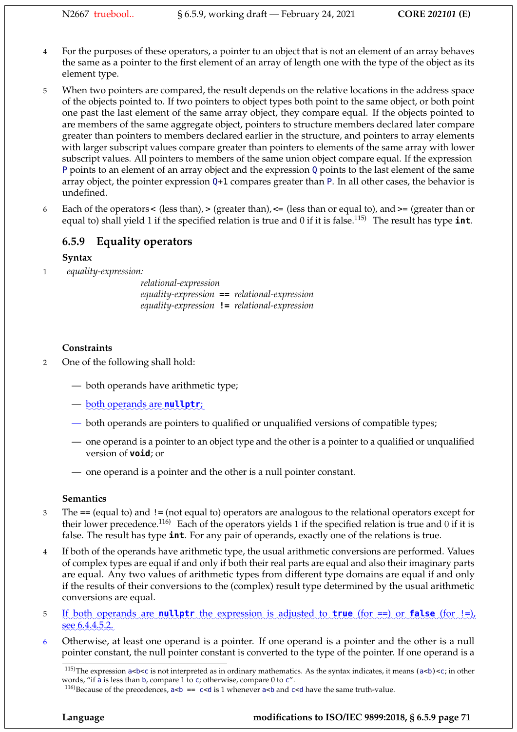4 For the purposes of these operators, a pointer to an object that is not an element of an array behaves the same as a pointer to the first element of an array of length one with the type of the object as its element type.

5 When two pointers are compared, the result depends on the relative locations in the address space of the objects pointed to. If two pointers to object types both point to the same object, or both point one past the last element of the same array object, they compare equal. If the objects pointed to are members of the same aggregate object, pointers to structure members declared later compare greater than pointers to members declared earlier in the structure, and pointers to array elements with larger subscript values compare greater than pointers to elements of the same array with lower subscript values. All pointers to members of the same union object compare equal. If the expression `P` points to an element of an array object and the expression `Q` points to the last element of the same array object, the pointer expression `Q+1` compares greater than `P`. In all other cases, the behavior is undefined.

6 Each of the operators `<` (less than), `>` (greater than), `<=` (less than or equal to), and `>=` (greater than or equal to) shall yield 1 if the specified relation is true and 0 if it is false.[115] The result has type **`int`**.

### 6.5.9 Equality operators

**Syntax**

1 *equality-expression:*
  *relational-expression*
  *equality-expression* **`==`** *relational-expression*
  *equality-expression* **`!=`** *relational-expression*

**Constraints**

2 One of the following shall hold:

- both operands have arithmetic type;
- both operands are **`nullptr`**;
- both operands are pointers to qualified or unqualified versions of compatible types;
- one operand is a pointer to an object type and the other is a pointer to a qualified or unqualified version of **`void`**; or
- one operand is a pointer and the other is a null pointer constant.

**Semantics**

3 The `==` (equal to) and `!=` (not equal to) operators are analogous to the relational operators except for their lower precedence.[116] Each of the operators yields 1 if the specified relation is true and 0 if it is false. The result has type **`int`**. For any pair of operands, exactly one of the relations is true.

4 If both of the operands have arithmetic type, the usual arithmetic conversions are performed. Values of complex types are equal if and only if both their real parts are equal and also their imaginary parts are equal. Any two values of arithmetic types from different type domains are equal if and only if the results of their conversions to the (complex) result type determined by the usual arithmetic conversions are equal.

5 If both operands are **`nullptr`** the expression is adjusted to **`true`** (for `==`) or **`false`** (for `!=`), see 6.4.4.5.2.

6 Otherwise, at least one operand is a pointer. If one operand is a pointer and the other is a null pointer constant, the null pointer constant is converted to the type of the pointer. If one operand is a

---

[115] The expression `a<b<c` is not interpreted as in ordinary mathematics. As the syntax indicates, it means `(a<b)<c`; in other words, "if `a` is less than `b`, compare 1 to `c`; otherwise, compare 0 to `c`".

[116] Because of the precedences, `a<b == c<d` is 1 whenever `a<b` and `c<d` have the same truth-value.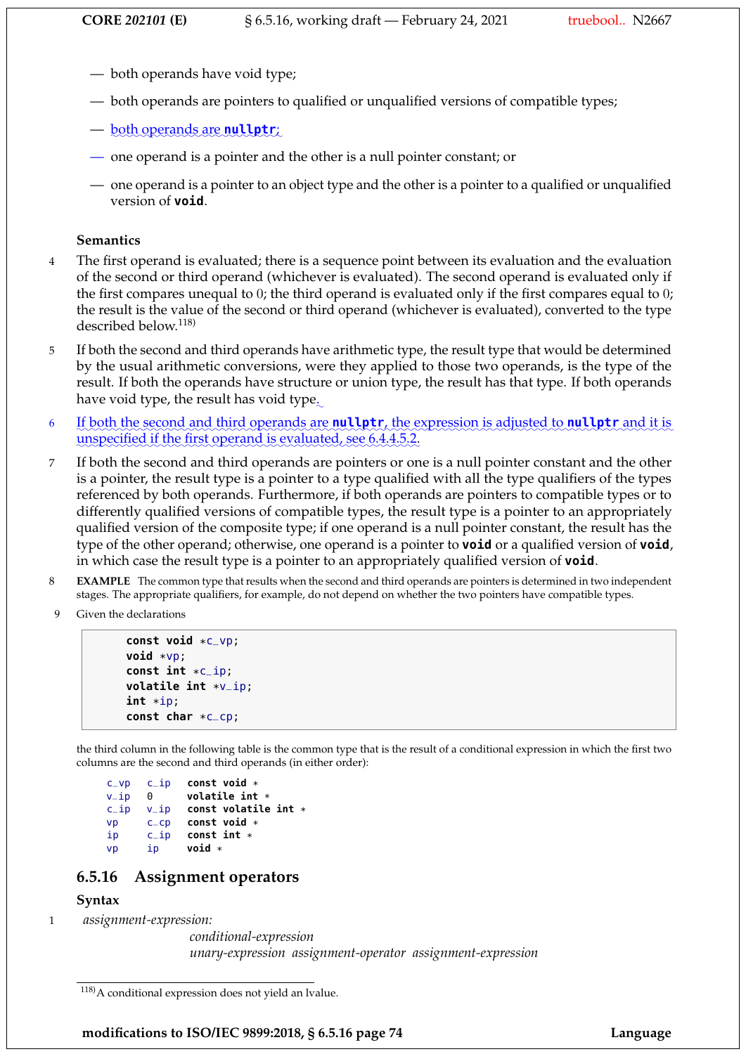- both operands have void type;
- both operands are pointers to qualified or unqualified versions of compatible types;
- both operands are **nullptr**;
- one operand is a pointer and the other is a null pointer constant; or
- one operand is a pointer to an object type and the other is a pointer to a qualified or unqualified version of **void**.

**Semantics**

4 The first operand is evaluated; there is a sequence point between its evaluation and the evaluation of the second or third operand (whichever is evaluated). The second operand is evaluated only if the first compares unequal to 0; the third operand is evaluated only if the first compares equal to 0; the result is the value of the second or third operand (whichever is evaluated), converted to the type described below.[118)]

5 If both the second and third operands have arithmetic type, the result type that would be determined by the usual arithmetic conversions, were they applied to those two operands, is the type of the result. If both the operands have structure or union type, the result has that type. If both operands have void type, the result has void type.

6 If both the second and third operands are **nullptr**, the expression is adjusted to **nullptr** and it is unspecified if the first operand is evaluated, see 6.4.4.5.2.

7 If both the second and third operands are pointers or one is a null pointer constant and the other is a pointer, the result type is a pointer to a type qualified with all the type qualifiers of the types referenced by both operands. Furthermore, if both operands are pointers to compatible types or to differently qualified versions of compatible types, the result type is a pointer to an appropriately qualified version of the composite type; if one operand is a null pointer constant, the result has the type of the other operand; otherwise, one operand is a pointer to **void** or a qualified version of **void**, in which case the result type is a pointer to an appropriately qualified version of **void**.

8 **EXAMPLE** The common type that results when the second and third operands are pointers is determined in two independent stages. The appropriate qualifiers, for example, do not depend on whether the two pointers have compatible types.

9 Given the declarations

```
const void *c_vp;
void *vp;
const int *c_ip;
volatile int *v_ip;
int *ip;
const char *c_cp;
```

the third column in the following table is the common type that is the result of a conditional expression in which the first two columns are the second and third operands (in either order):

```
c_vp   c_ip   const void *
v_ip   0      volatile int *
c_ip   v_ip   const volatile int *
vp     c_cp   const void *
ip     c_ip   const int *
vp     ip     void *
```

## 6.5.16 Assignment operators

**Syntax**

1 *assignment-expression:*
  *conditional-expression*
  *unary-expression assignment-operator assignment-expression*

[118)] A conditional expression does not yield an lvalue.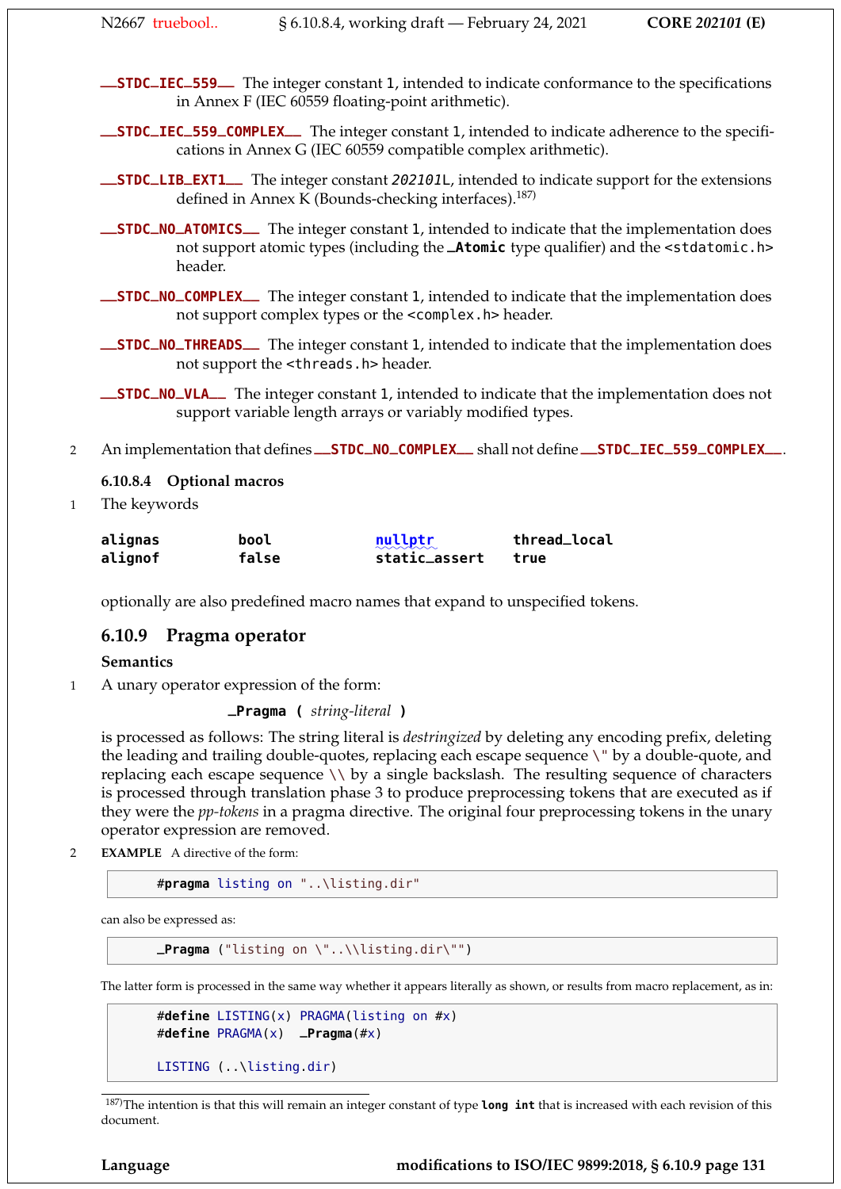**__STDC_IEC_559__** The integer constant `1`, intended to indicate conformance to the specifications in Annex F (IEC 60559 floating-point arithmetic).

**__STDC_IEC_559_COMPLEX__** The integer constant `1`, intended to indicate adherence to the specifications in Annex G (IEC 60559 compatible complex arithmetic).

**__STDC_LIB_EXT1__** The integer constant *202101*`L`, intended to indicate support for the extensions defined in Annex K (Bounds-checking interfaces).[187]

**__STDC_NO_ATOMICS__** The integer constant `1`, intended to indicate that the implementation does not support atomic types (including the **_Atomic** type qualifier) and the `<stdatomic.h>` header.

**__STDC_NO_COMPLEX__** The integer constant `1`, intended to indicate that the implementation does not support complex types or the `<complex.h>` header.

**__STDC_NO_THREADS__** The integer constant `1`, intended to indicate that the implementation does not support the `<threads.h>` header.

**__STDC_NO_VLA__** The integer constant `1`, intended to indicate that the implementation does not support variable length arrays or variably modified types.

2 An implementation that defines **__STDC_NO_COMPLEX__** shall not define **__STDC_IEC_559_COMPLEX__**.

#### 6.10.8.4 Optional macros

1 The keywords

| | | | |
|---|---|---|---|
| **alignas** | **bool** | **nullptr** | **thread_local** |
| **alignof** | **false** | **static_assert** | **true** |

optionally are also predefined macro names that expand to unspecified tokens.

### 6.10.9 Pragma operator

**Semantics**

1 A unary operator expression of the form:

> **_Pragma (** *string-literal* **)**

is processed as follows: The string literal is *destringized* by deleting any encoding prefix, deleting the leading and trailing double-quotes, replacing each escape sequence `\"` by a double-quote, and replacing each escape sequence `\\` by a single backslash. The resulting sequence of characters is processed through translation phase 3 to produce preprocessing tokens that are executed as if they were the *pp-tokens* in a pragma directive. The original four preprocessing tokens in the unary operator expression are removed.

2 **EXAMPLE** A directive of the form:

```
#pragma listing on "..\listing.dir"
```

can also be expressed as:

```
_Pragma ("listing on \"..\\listing.dir\"")
```

The latter form is processed in the same way whether it appears literally as shown, or results from macro replacement, as in:

```
#define LISTING(x) PRAGMA(listing on #x)
#define PRAGMA(x)  _Pragma(#x)

LISTING (..\listing.dir)
```

[187]The intention is that this will remain an integer constant of type **long int** that is increased with each revision of this document.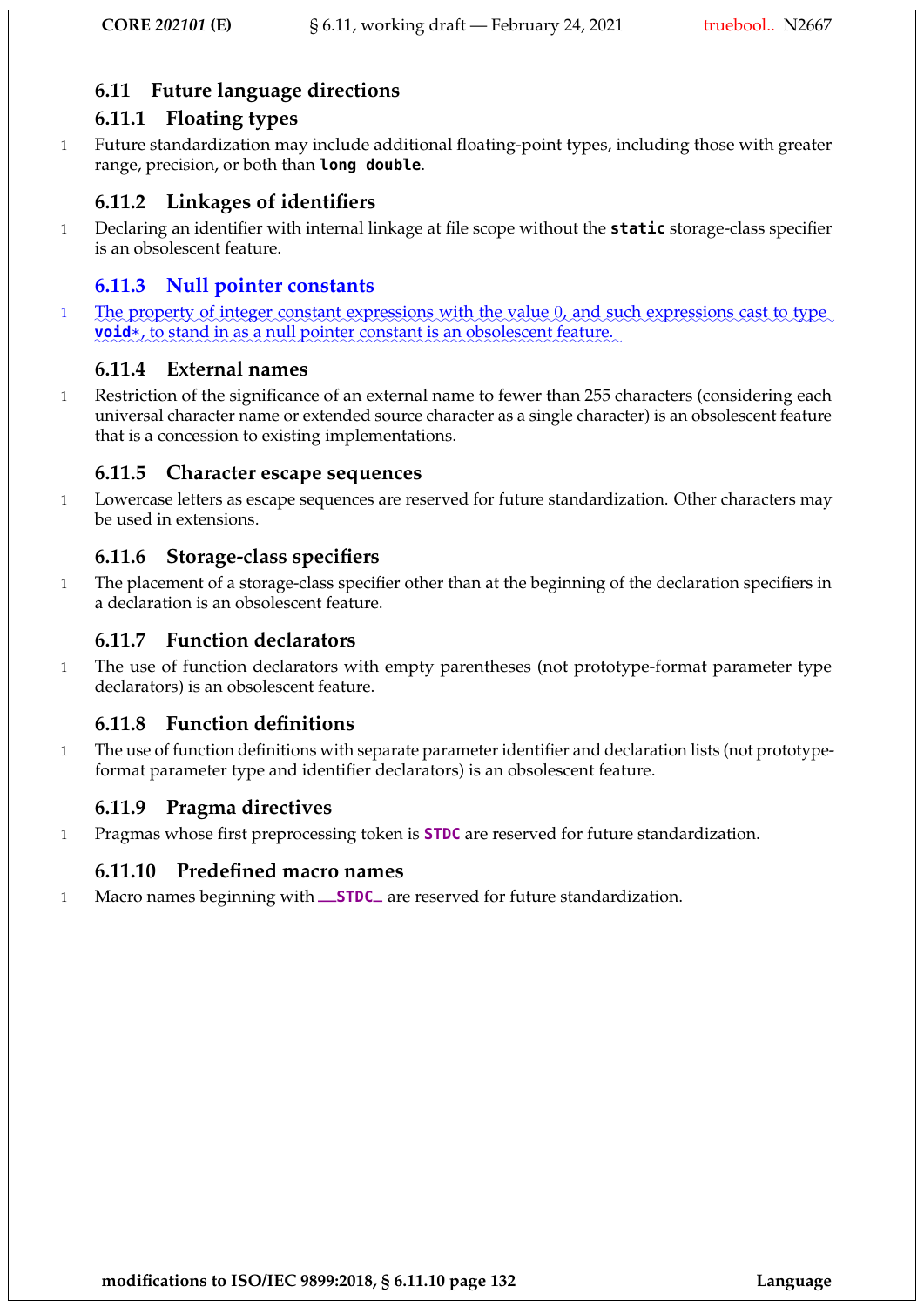### 6.11 Future language directions

#### 6.11.1 Floating types

1 Future standardization may include additional floating-point types, including those with greater range, precision, or both than **long double**.

#### 6.11.2 Linkages of identifiers

1 Declaring an identifier with internal linkage at file scope without the **static** storage-class specifier is an obsolescent feature.

#### 6.11.3 Null pointer constants

1 The property of integer constant expressions with the value 0, and such expressions cast to type **void***, to stand in as a null pointer constant is an obsolescent feature.

#### 6.11.4 External names

1 Restriction of the significance of an external name to fewer than 255 characters (considering each universal character name or extended source character as a single character) is an obsolescent feature that is a concession to existing implementations.

#### 6.11.5 Character escape sequences

1 Lowercase letters as escape sequences are reserved for future standardization. Other characters may be used in extensions.

#### 6.11.6 Storage-class specifiers

1 The placement of a storage-class specifier other than at the beginning of the declaration specifiers in a declaration is an obsolescent feature.

#### 6.11.7 Function declarators

1 The use of function declarators with empty parentheses (not prototype-format parameter type declarators) is an obsolescent feature.

#### 6.11.8 Function definitions

1 The use of function definitions with separate parameter identifier and declaration lists (not prototype-format parameter type and identifier declarators) is an obsolescent feature.

#### 6.11.9 Pragma directives

1 Pragmas whose first preprocessing token is **STDC** are reserved for future standardization.

#### 6.11.10 Predefined macro names

1 Macro names beginning with **__STDC_** are reserved for future standardization.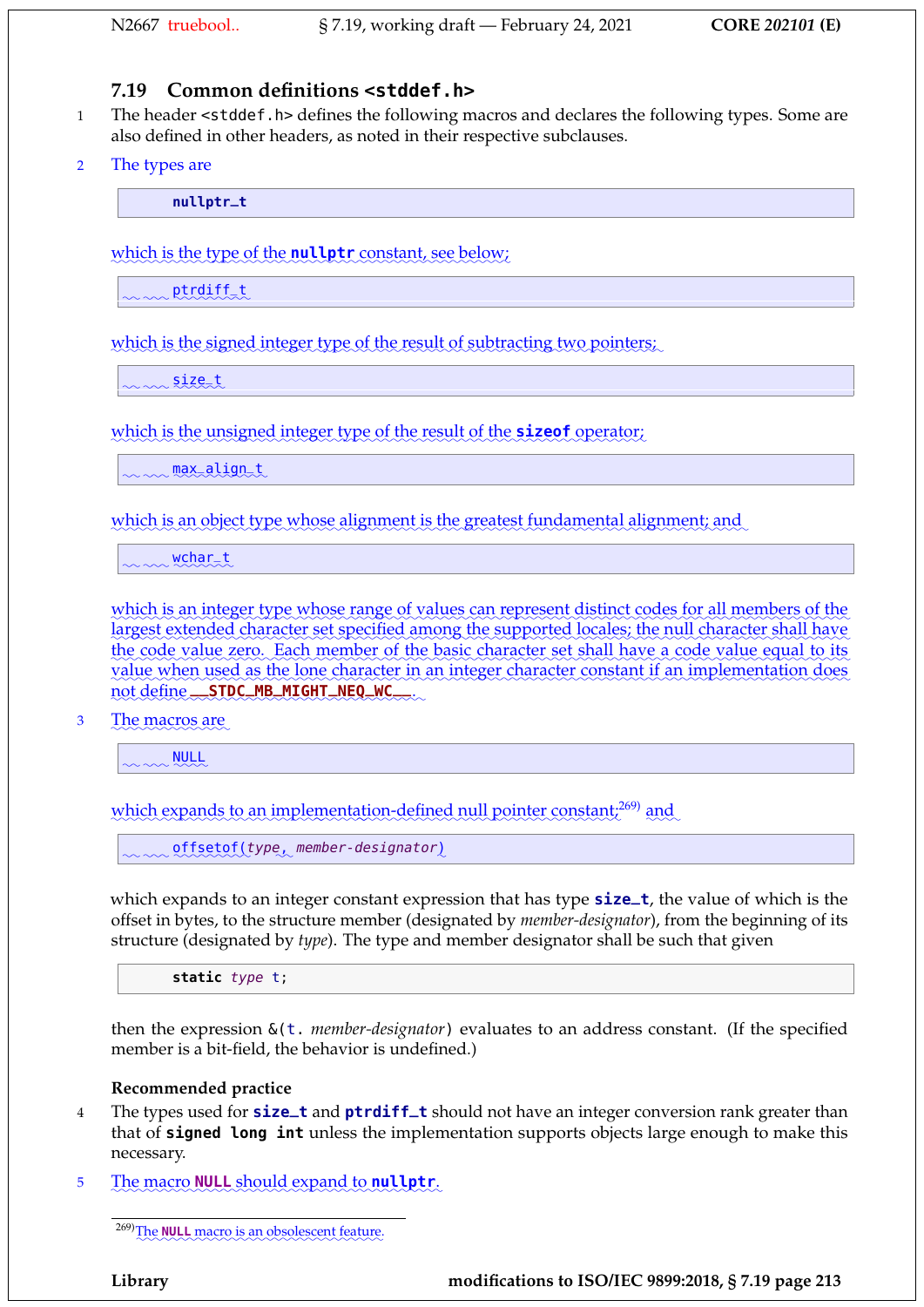## 7.19 Common definitions `<stddef.h>`

1 The header `<stddef.h>` defines the following macros and declares the following types. Some are also defined in other headers, as noted in their respective subclauses.

2 The types are

```
nullptr_t
```

which is the type of the **`nullptr`** constant, see below;

```
ptrdiff_t
```

which is the signed integer type of the result of subtracting two pointers;

```
size_t
```

which is the unsigned integer type of the result of the **`sizeof`** operator;

```
max_align_t
```

which is an object type whose alignment is the greatest fundamental alignment; and

```
wchar_t
```

which is an integer type whose range of values can represent distinct codes for all members of the largest extended character set specified among the supported locales; the null character shall have the code value zero. Each member of the basic character set shall have a code value equal to its value when used as the lone character in an integer character constant if an implementation does not define **`__STDC_MB_MIGHT_NEQ_WC__`**.

3 The macros are

```
NULL
```

which expands to an implementation-defined null pointer constant;[269] and

```
offsetof(type, member-designator)
```

which expands to an integer constant expression that has type **`size_t`**, the value of which is the offset in bytes, to the structure member (designated by *member-designator*), from the beginning of its structure (designated by *type*). The type and member designator shall be such that given

```
static type t;
```

then the expression `&(t.` *member-designator*`)` evaluates to an address constant. (If the specified member is a bit-field, the behavior is undefined.)

**Recommended practice**

4 The types used for **`size_t`** and **`ptrdiff_t`** should not have an integer conversion rank greater than that of **`signed long int`** unless the implementation supports objects large enough to make this necessary.

5 The macro **`NULL`** should expand to **`nullptr`**.

---

[269] The **`NULL`** macro is an obsolescent feature.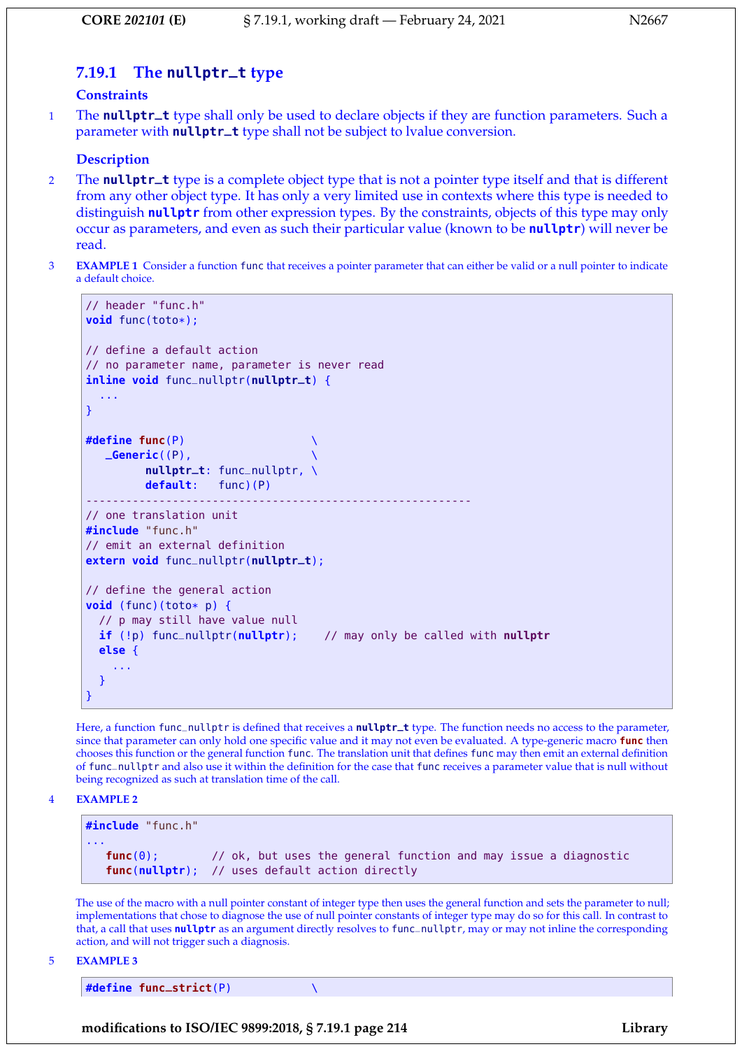### 7.19.1 The `nullptr_t` type

**Constraints**

1 The **`nullptr_t`** type shall only be used to declare objects if they are function parameters. Such a parameter with **`nullptr_t`** type shall not be subject to lvalue conversion.

**Description**

2 The **`nullptr_t`** type is a complete object type that is not a pointer type itself and that is different from any other object type. It has only a very limited use in contexts where this type is needed to distinguish **`nullptr`** from other expression types. By the constraints, objects of this type may only occur as parameters, and even as such their particular value (known to be **`nullptr`**) will never be read.

3 **EXAMPLE 1** Consider a function `func` that receives a pointer parameter that can either be valid or a null pointer to indicate a default choice.

```
// header "func.h"
void func(toto*);

// define a default action
// no parameter name, parameter is never read
inline void func_nullptr(nullptr_t) {
  ...
}

#define func(P)                   \
   _Generic((P),                  \
         nullptr_t: func_nullptr, \
         default:   func)(P)
---------------------------------------------------------
// one translation unit
#include "func.h"
// emit an external definition
extern void func_nullptr(nullptr_t);

// define the general action
void (func)(toto* p) {
  // p may still have value null
  if (!p) func_nullptr(nullptr);    // may only be called with nullptr
  else {
    ...
  }
}
```

Here, a function `func_nullptr` is defined that receives a **`nullptr_t`** type. The function needs no access to the parameter, since that parameter can only hold one specific value and it may not even be evaluated. A type-generic macro **`func`** then chooses this function or the general function `func`. The translation unit that defines `func` may then emit an external definition of `func_nullptr` and also use it within the definition for the case that `func` receives a parameter value that is null without being recognized as such at translation time of the call.

4 **EXAMPLE 2**

```
#include "func.h"
...
   func(0);        // ok, but uses the general function and may issue a diagnostic
   func(nullptr);  // uses default action directly
```

The use of the macro with a null pointer constant of integer type then uses the general function and sets the parameter to null; implementations that chose to diagnose the use of null pointer constants of integer type may do so for this call. In contrast to that, a call that uses **`nullptr`** as an argument directly resolves to `func_nullptr`, may or may not inline the corresponding action, and will not trigger such a diagnosis.

5 **EXAMPLE 3**

```
#define func_strict(P)            \
```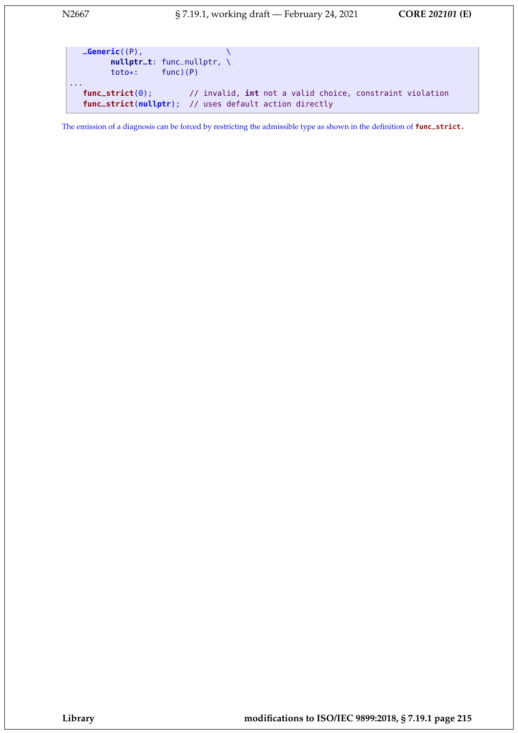```
  _Generic((P),                  \
        nullptr_t: func_nullptr, \
        toto*:     func)(P)
...
  func_strict(0);        // invalid, int not a valid choice, constraint violation
  func_strict(nullptr);  // uses default action directly
```

The emission of a diagnosis can be forced by restricting the admissible type as shown in the definition of `func_strict`.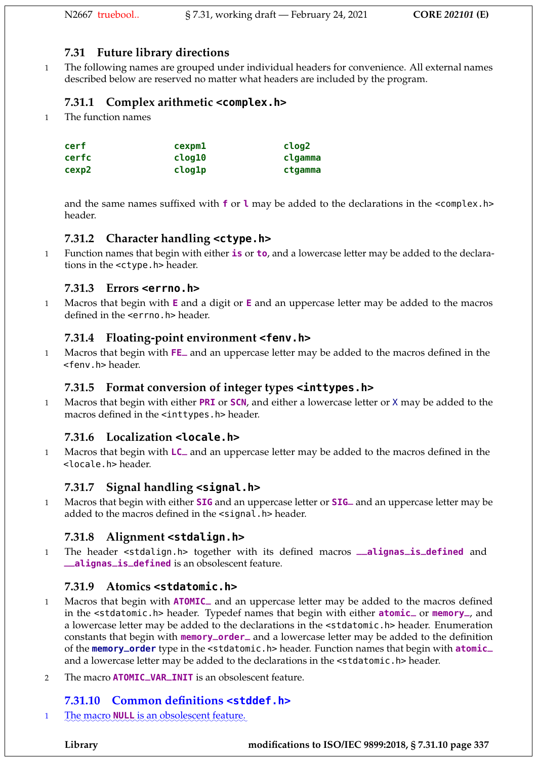### 7.31 Future library directions

1 The following names are grouped under individual headers for convenience. All external names described below are reserved no matter what headers are included by the program.

#### 7.31.1 Complex arithmetic `<complex.h>`

1 The function names

| | | |
|---|---|---|
| **cerf** | **cexpm1** | **clog2** |
| **cerfc** | **clog10** | **clgamma** |
| **cexp2** | **clog1p** | **ctgamma** |

and the same names suffixed with **f** or **l** may be added to the declarations in the `<complex.h>` header.

#### 7.31.2 Character handling `<ctype.h>`

1 Function names that begin with either **is** or **to**, and a lowercase letter may be added to the declarations in the `<ctype.h>` header.

#### 7.31.3 Errors `<errno.h>`

1 Macros that begin with **E** and a digit or **E** and an uppercase letter may be added to the macros defined in the `<errno.h>` header.

#### 7.31.4 Floating-point environment `<fenv.h>`

1 Macros that begin with **FE_** and an uppercase letter may be added to the macros defined in the `<fenv.h>` header.

#### 7.31.5 Format conversion of integer types `<inttypes.h>`

1 Macros that begin with either **PRI** or **SCN**, and either a lowercase letter or `X` may be added to the macros defined in the `<inttypes.h>` header.

#### 7.31.6 Localization `<locale.h>`

1 Macros that begin with **LC_** and an uppercase letter may be added to the macros defined in the `<locale.h>` header.

#### 7.31.7 Signal handling `<signal.h>`

1 Macros that begin with either **SIG** and an uppercase letter or **SIG_** and an uppercase letter may be added to the macros defined in the `<signal.h>` header.

#### 7.31.8 Alignment `<stdalign.h>`

1 The header `<stdalign.h>` together with its defined macros **__alignas_is_defined** and **__alignas_is_defined** is an obsolescent feature.

#### 7.31.9 Atomics `<stdatomic.h>`

1 Macros that begin with **ATOMIC_** and an uppercase letter may be added to the macros defined in the `<stdatomic.h>` header. Typedef names that begin with either **atomic_** or **memory_**, and a lowercase letter may be added to the declarations in the `<stdatomic.h>` header. Enumeration constants that begin with **memory_order_** and a lowercase letter may be added to the definition of the **memory_order** type in the `<stdatomic.h>` header. Function names that begin with **atomic_** and a lowercase letter may be added to the declarations in the `<stdatomic.h>` header.

2 The macro **ATOMIC_VAR_INIT** is an obsolescent feature.

#### 7.31.10 Common definitions `<stddef.h>`

1 The macro **NULL** is an obsolescent feature.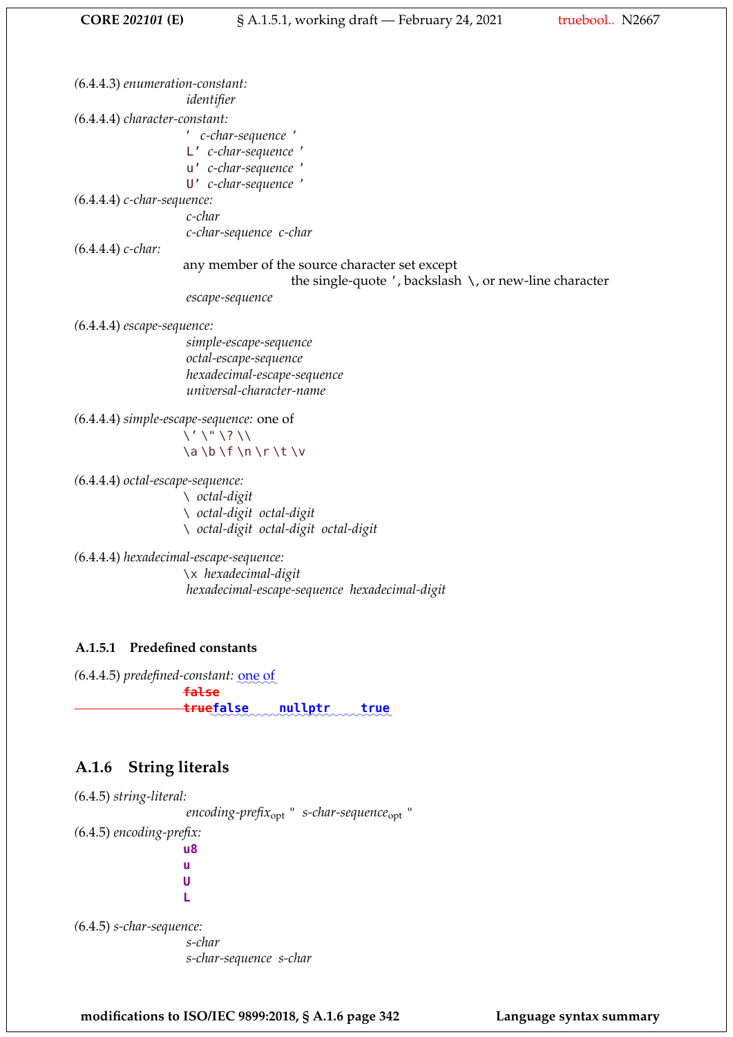(6.4.4.3) *enumeration-constant:*
*identifier*

(6.4.4.4) *character-constant:*
`'` *c-char-sequence* `'`
`L'` *c-char-sequence* `'`
`u'` *c-char-sequence* `'`
`U'` *c-char-sequence* `'`

(6.4.4.4) *c-char-sequence:*
*c-char*
*c-char-sequence c-char*

(6.4.4.4) *c-char:*
any member of the source character set except
the single-quote `'`, backslash `\`, or new-line character
*escape-sequence*

(6.4.4.4) *escape-sequence:*
*simple-escape-sequence*
*octal-escape-sequence*
*hexadecimal-escape-sequence*
*universal-character-name*

(6.4.4.4) *simple-escape-sequence:* one of
`\' \" \? \\`
`\a \b \f \n \r \t \v`

(6.4.4.4) *octal-escape-sequence:*
`\` *octal-digit*
`\` *octal-digit octal-digit*
`\` *octal-digit octal-digit octal-digit*

(6.4.4.4) *hexadecimal-escape-sequence:*
`\x` *hexadecimal-digit*
*hexadecimal-escape-sequence hexadecimal-digit*

### A.1.5.1 Predefined constants

(6.4.4.5) *predefined-constant:* one of
~~`false`~~
~~`true`~~ **`false`** **`nullptr`** **`true`**

## A.1.6 String literals

(6.4.5) *string-literal:*
*encoding-prefix*$_{\text{opt}}$ `"` *s-char-sequence*$_{\text{opt}}$ `"`

(6.4.5) *encoding-prefix:*
**`u8`**
**`u`**
**`U`**
**`L`**

(6.4.5) *s-char-sequence:*
*s-char*
*s-char-sequence s-char*